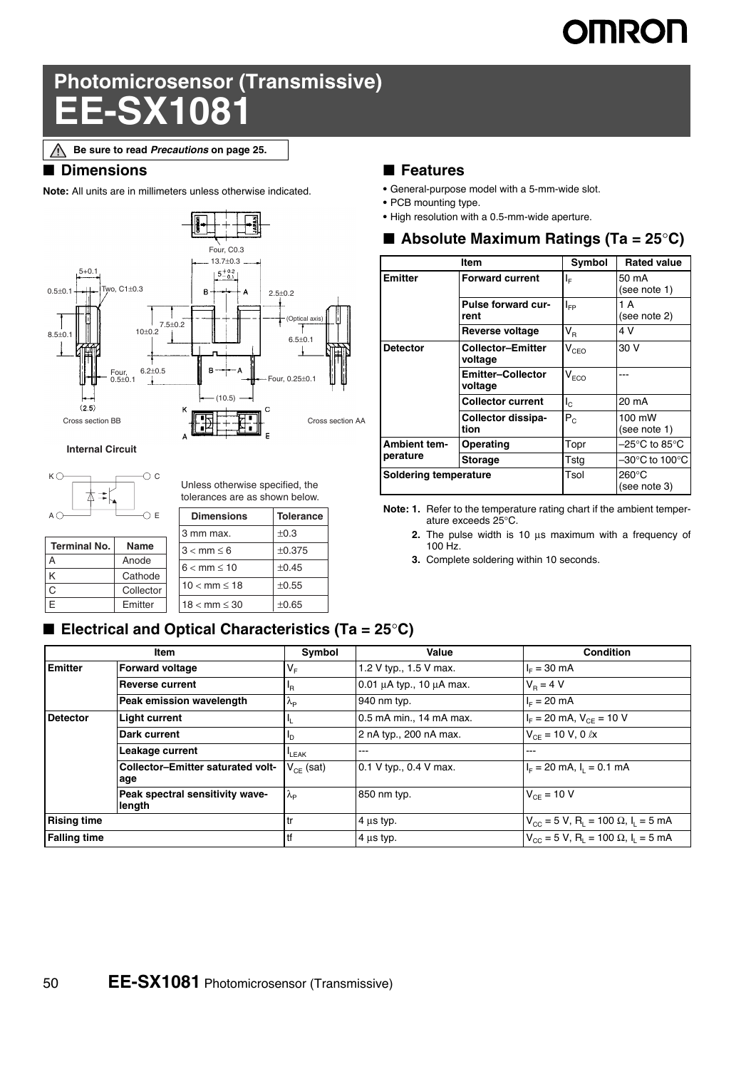# Photomicrosensor (Transmissive)
# EE-SX1081

⚠ Be sure to read *Precautions* on page 25.

## ■ Dimensions

**Note:** All units are in millimeters unless otherwise indicated.

**Internal Circuit**

| Terminal No. | Name |
|---|---|
| A | Anode |
| K | Cathode |
| C | Collector |
| E | Emitter |

Unless otherwise specified, the tolerances are as shown below.

| Dimensions | Tolerance |
|---|---|
| 3 mm max. | ±0.3 |
| 3 < mm ≤ 6 | ±0.375 |
| 6 < mm ≤ 10 | ±0.45 |
| 10 < mm ≤ 18 | ±0.55 |
| 18 < mm ≤ 30 | ±0.65 |

## ■ Features

- General-purpose model with a 5-mm-wide slot.
- PCB mounting type.
- High resolution with a 0.5-mm-wide aperture.

## ■ Absolute Maximum Ratings (Ta = 25°C)

| Item | | Symbol | Rated value |
|---|---|---|---|
| Emitter | Forward current | $I_F$ | 50 mA (see note 1) |
| | Pulse forward current | $I_{FP}$ | 1 A (see note 2) |
| | Reverse voltage | $V_R$ | 4 V |
| Detector | Collector–Emitter voltage | $V_{CEO}$ | 30 V |
| | Emitter–Collector voltage | $V_{ECO}$ | --- |
| | Collector current | $I_C$ | 20 mA |
| | Collector dissipation | $P_C$ | 100 mW (see note 1) |
| Ambient temperature | Operating | Topr | –25°C to 85°C |
| | Storage | Tstg | –30°C to 100°C |
| Soldering temperature | | Tsol | 260°C (see note 3) |

**Note: 1.** Refer to the temperature rating chart if the ambient temperature exceeds 25°C.

**2.** The pulse width is 10 μs maximum with a frequency of 100 Hz.

**3.** Complete soldering within 10 seconds.

## ■ Electrical and Optical Characteristics (Ta = 25°C)

| Item | | Symbol | Value | Condition |
|---|---|---|---|---|
| Emitter | Forward voltage | $V_F$ | 1.2 V typ., 1.5 V max. | $I_F$ = 30 mA |
| | Reverse current | $I_R$ | 0.01 μA typ., 10 μA max. | $V_R$ = 4 V |
| | Peak emission wavelength | $\lambda_P$ | 940 nm typ. | $I_F$ = 20 mA |
| Detector | Light current | $I_L$ | 0.5 mA min., 14 mA max. | $I_F$ = 20 mA, $V_{CE}$ = 10 V |
| | Dark current | $I_D$ | 2 nA typ., 200 nA max. | $V_{CE}$ = 10 V, 0 ℓx |
| | Leakage current | $I_{LEAK}$ | --- | --- |
| | Collector–Emitter saturated voltage | $V_{CE}$ (sat) | 0.1 V typ., 0.4 V max. | $I_F$ = 20 mA, $I_L$ = 0.1 mA |
| | Peak spectral sensitivity wavelength | $\lambda_P$ | 850 nm typ. | $V_{CE}$ = 10 V |
| Rising time | | tr | 4 μs typ. | $V_{CC}$ = 5 V, $R_L$ = 100 Ω, $I_L$ = 5 mA |
| Falling time | | tf | 4 μs typ. | $V_{CC}$ = 5 V, $R_L$ = 100 Ω, $I_L$ = 5 mA |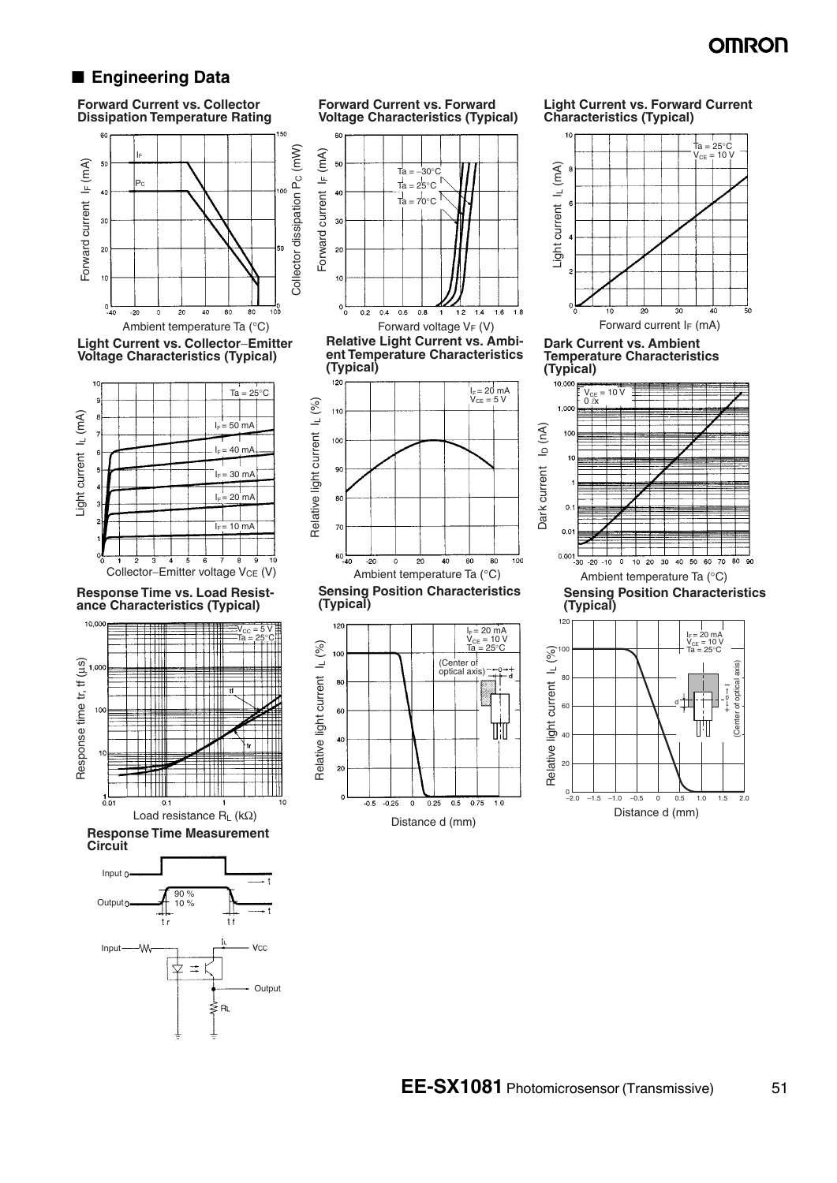## ■ Engineering Data

**Forward Current vs. Collector Dissipation Temperature Rating**

Forward current $I_F$ (mA)

Collector dissipation $P_C$ (mW)

$I_F$

$P_C$

Ambient temperature Ta (°C)

**Forward Current vs. Forward Voltage Characteristics (Typical)**

Forward current $I_F$ (mA)

Ta = −30°C

Ta = 25°C

Ta = 70°C

Forward voltage $V_F$ (V)

**Light Current vs. Forward Current Characteristics (Typical)**

Ta = 25°C
$V_{CE}$ = 10 V

Light current $I_L$ (mA)

Forward current $I_F$ (mA)

**Light Current vs. Collector−Emitter Voltage Characteristics (Typical)**

Ta = 25°C

$I_F$ = 50 mA

$I_F$ = 40 mA

$I_F$ = 30 mA

$I_F$ = 20 mA

$I_F$ = 10 mA

Light current $I_L$ (mA)

Collector−Emitter voltage $V_{CE}$ (V)

**Relative Light Current vs. Ambient Temperature Characteristics (Typical)**

$I_F$ = 20 mA
$V_{CE}$ = 5 V

Relative light current $I_L$ (%)

Ambient temperature Ta (°C)

**Dark Current vs. Ambient Temperature Characteristics (Typical)**

$V_{CE}$ = 10 V
0 ℓx

Dark current $I_D$ (nA)

Ambient temperature Ta (°C)

**Response Time vs. Load Resistance Characteristics (Typical)**

$V_{CC}$ = 5 V
Ta = 25°C

tf

tr

Response time tr, tf (μs)

Load resistance $R_L$ (kΩ)

**Sensing Position Characteristics (Typical)**

$I_F$ = 20 mA
$V_{CE}$ = 10 V
Ta = 25°C

(Center of optical axis)

Relative light current $I_L$ (%)

Distance d (mm)

**Sensing Position Characteristics (Typical)**

$I_F$ = 20 mA
$V_{CE}$ = 10 V
Ta = 25°C

(Center of optical axis)

Relative light current $I_L$ (%)

Distance d (mm)

**Response Time Measurement Circuit**

Input

Output

90 %
10 %

tr

tf

Input

$I_L$

Vcc

Output

$R_L$